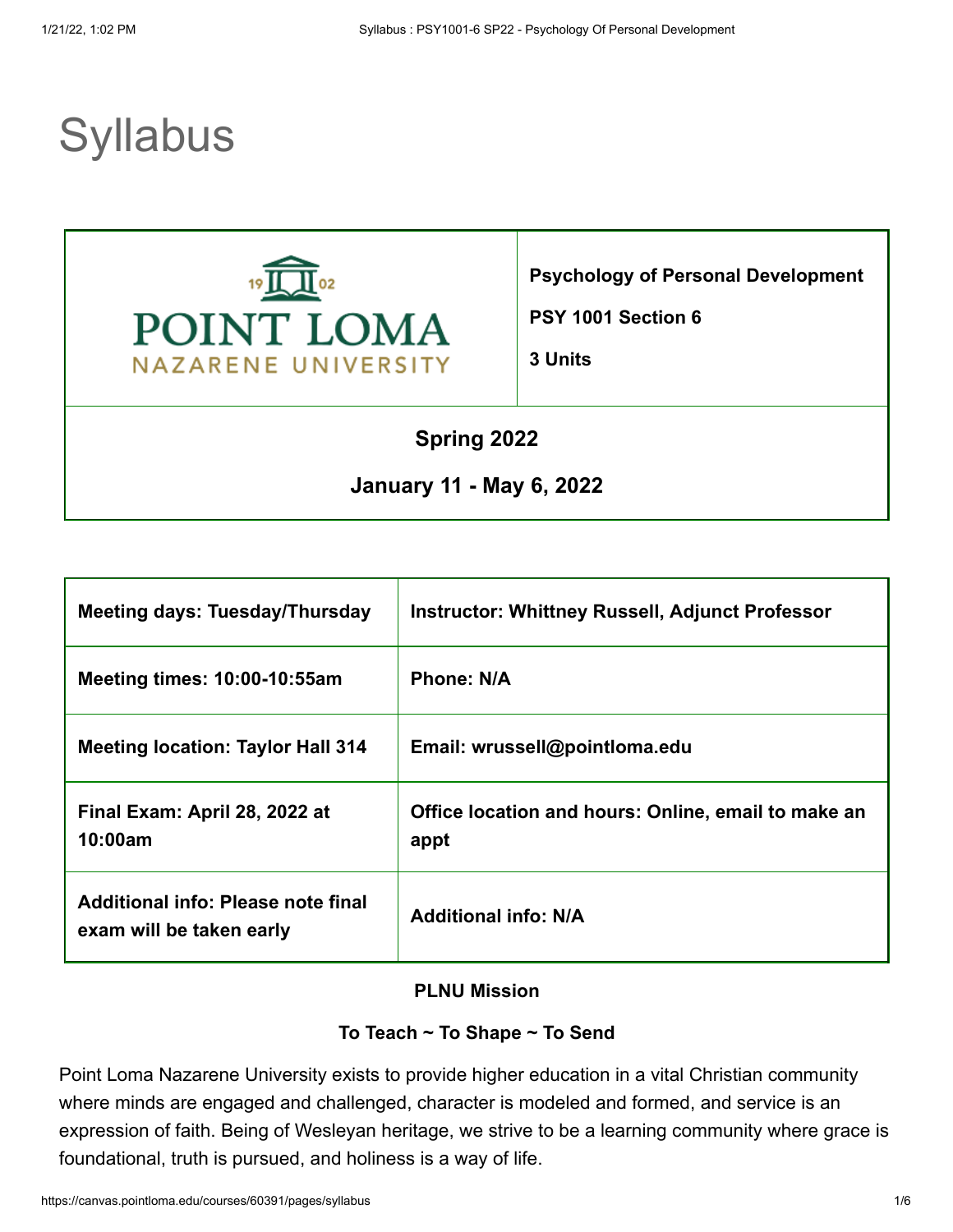# Syllabus

| POINT LOMA NAZARENE UNIVERSITY | **Psychology of Personal Development**<br><br>**PSY 1001 Section 6**<br><br>**3 Units** |
| --- | --- |
| **Spring 2022**<br><br>**January 11 - May 6, 2022** | |

| **Meeting days: Tuesday/Thursday** | **Instructor: Whittney Russell, Adjunct Professor** |
| --- | --- |
| **Meeting times: 10:00-10:55am** | **Phone: N/A** |
| **Meeting location: Taylor Hall 314** | **Email: wrussell@pointloma.edu** |
| **Final Exam: April 28, 2022 at 10:00am** | **Office location and hours: Online, email to make an appt** |
| **Additional info: Please note final exam will be taken early** | **Additional info: N/A** |

**PLNU Mission**

**To Teach ~ To Shape ~ To Send**

Point Loma Nazarene University exists to provide higher education in a vital Christian community where minds are engaged and challenged, character is modeled and formed, and service is an expression of faith. Being of Wesleyan heritage, we strive to be a learning community where grace is foundational, truth is pursued, and holiness is a way of life.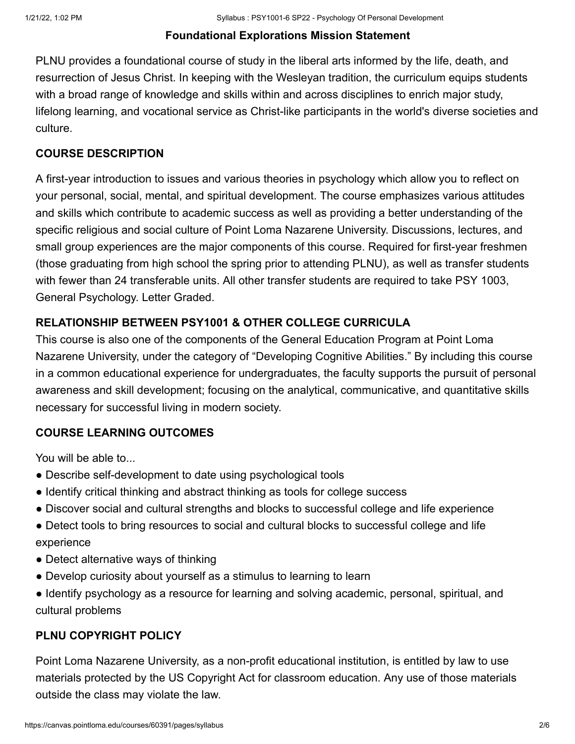**Foundational Explorations Mission Statement**

PLNU provides a foundational course of study in the liberal arts informed by the life, death, and resurrection of Jesus Christ. In keeping with the Wesleyan tradition, the curriculum equips students with a broad range of knowledge and skills within and across disciplines to enrich major study, lifelong learning, and vocational service as Christ-like participants in the world's diverse societies and culture.

## COURSE DESCRIPTION

A first-year introduction to issues and various theories in psychology which allow you to reflect on your personal, social, mental, and spiritual development. The course emphasizes various attitudes and skills which contribute to academic success as well as providing a better understanding of the specific religious and social culture of Point Loma Nazarene University. Discussions, lectures, and small group experiences are the major components of this course. Required for first-year freshmen (those graduating from high school the spring prior to attending PLNU), as well as transfer students with fewer than 24 transferable units. All other transfer students are required to take PSY 1003, General Psychology. Letter Graded.

## RELATIONSHIP BETWEEN PSY1001 & OTHER COLLEGE CURRICULA

This course is also one of the components of the General Education Program at Point Loma Nazarene University, under the category of "Developing Cognitive Abilities." By including this course in a common educational experience for undergraduates, the faculty supports the pursuit of personal awareness and skill development; focusing on the analytical, communicative, and quantitative skills necessary for successful living in modern society.

## COURSE LEARNING OUTCOMES

You will be able to...

- Describe self-development to date using psychological tools
- Identify critical thinking and abstract thinking as tools for college success
- Discover social and cultural strengths and blocks to successful college and life experience
- Detect tools to bring resources to social and cultural blocks to successful college and life experience
- Detect alternative ways of thinking
- Develop curiosity about yourself as a stimulus to learning to learn
- Identify psychology as a resource for learning and solving academic, personal, spiritual, and cultural problems

## PLNU COPYRIGHT POLICY

Point Loma Nazarene University, as a non-profit educational institution, is entitled by law to use materials protected by the US Copyright Act for classroom education. Any use of those materials outside the class may violate the law.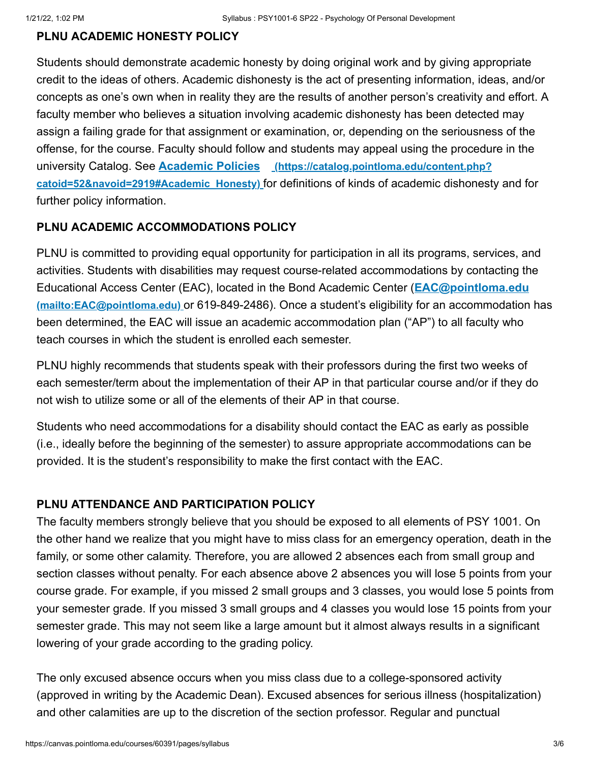**PLNU ACADEMIC HONESTY POLICY**

Students should demonstrate academic honesty by doing original work and by giving appropriate credit to the ideas of others. Academic dishonesty is the act of presenting information, ideas, and/or concepts as one's own when in reality they are the results of another person's creativity and effort. A faculty member who believes a situation involving academic dishonesty has been detected may assign a failing grade for that assignment or examination, or, depending on the seriousness of the offense, for the course. Faculty should follow and students may appeal using the procedure in the university Catalog. See **Academic Policies** **(https://catalog.pointloma.edu/content.php?catoid=52&navoid=2919#Academic_Honesty)** for definitions of kinds of academic dishonesty and for further policy information.

**PLNU ACADEMIC ACCOMMODATIONS POLICY**

PLNU is committed to providing equal opportunity for participation in all its programs, services, and activities. Students with disabilities may request course-related accommodations by contacting the Educational Access Center (EAC), located in the Bond Academic Center (**EAC@pointloma.edu** **(mailto:EAC@pointloma.edu)** or 619-849-2486). Once a student's eligibility for an accommodation has been determined, the EAC will issue an academic accommodation plan ("AP") to all faculty who teach courses in which the student is enrolled each semester.

PLNU highly recommends that students speak with their professors during the first two weeks of each semester/term about the implementation of their AP in that particular course and/or if they do not wish to utilize some or all of the elements of their AP in that course.

Students who need accommodations for a disability should contact the EAC as early as possible (i.e., ideally before the beginning of the semester) to assure appropriate accommodations can be provided. It is the student's responsibility to make the first contact with the EAC.

**PLNU ATTENDANCE AND PARTICIPATION POLICY**

The faculty members strongly believe that you should be exposed to all elements of PSY 1001. On the other hand we realize that you might have to miss class for an emergency operation, death in the family, or some other calamity. Therefore, you are allowed 2 absences each from small group and section classes without penalty. For each absence above 2 absences you will lose 5 points from your course grade. For example, if you missed 2 small groups and 3 classes, you would lose 5 points from your semester grade. If you missed 3 small groups and 4 classes you would lose 15 points from your semester grade. This may not seem like a large amount but it almost always results in a significant lowering of your grade according to the grading policy.

The only excused absence occurs when you miss class due to a college-sponsored activity (approved in writing by the Academic Dean). Excused absences for serious illness (hospitalization) and other calamities are up to the discretion of the section professor. Regular and punctual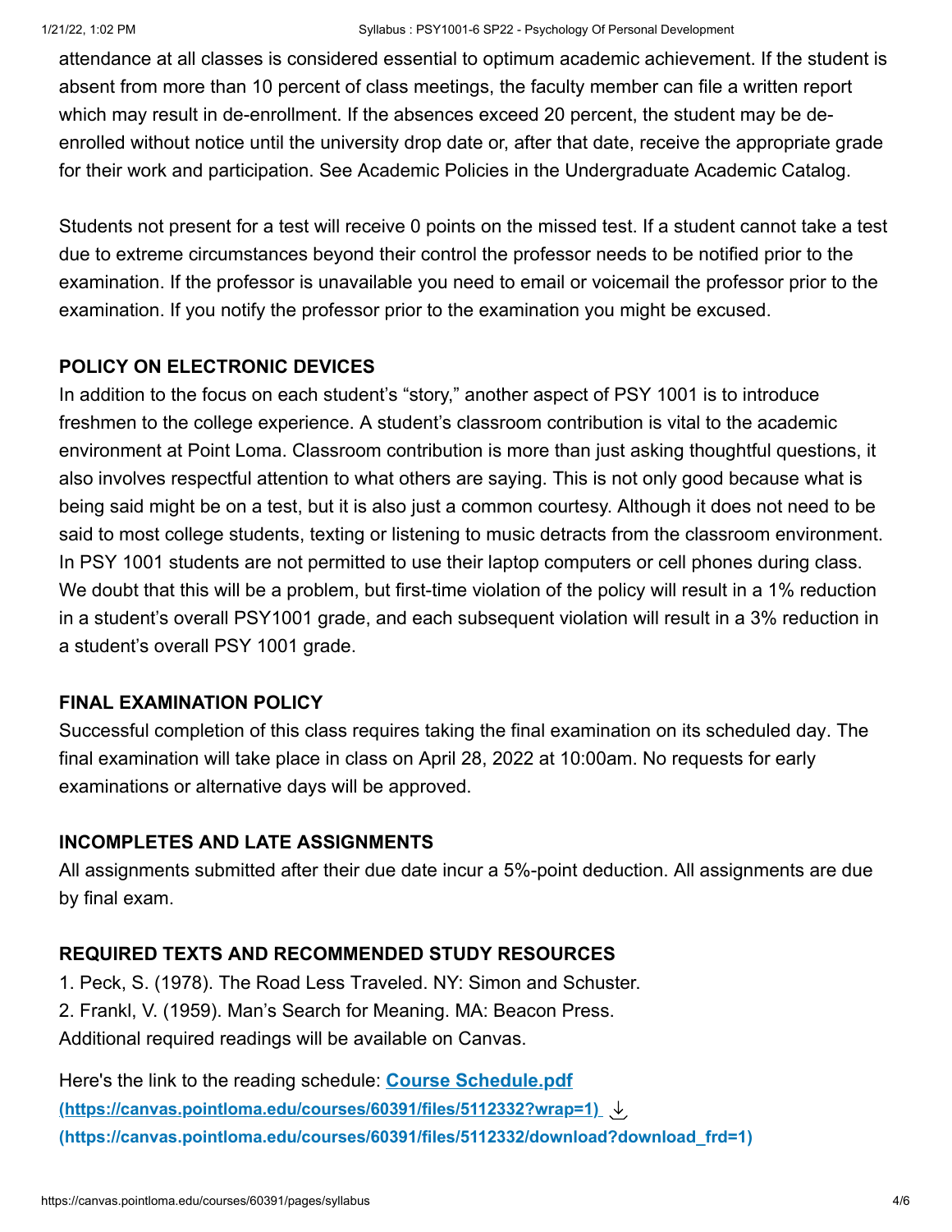attendance at all classes is considered essential to optimum academic achievement. If the student is absent from more than 10 percent of class meetings, the faculty member can file a written report which may result in de-enrollment. If the absences exceed 20 percent, the student may be de-enrolled without notice until the university drop date or, after that date, receive the appropriate grade for their work and participation. See Academic Policies in the Undergraduate Academic Catalog.

Students not present for a test will receive 0 points on the missed test. If a student cannot take a test due to extreme circumstances beyond their control the professor needs to be notified prior to the examination. If the professor is unavailable you need to email or voicemail the professor prior to the examination. If you notify the professor prior to the examination you might be excused.

**POLICY ON ELECTRONIC DEVICES**

In addition to the focus on each student's "story," another aspect of PSY 1001 is to introduce freshmen to the college experience. A student's classroom contribution is vital to the academic environment at Point Loma. Classroom contribution is more than just asking thoughtful questions, it also involves respectful attention to what others are saying. This is not only good because what is being said might be on a test, but it is also just a common courtesy. Although it does not need to be said to most college students, texting or listening to music detracts from the classroom environment. In PSY 1001 students are not permitted to use their laptop computers or cell phones during class. We doubt that this will be a problem, but first-time violation of the policy will result in a 1% reduction in a student's overall PSY1001 grade, and each subsequent violation will result in a 3% reduction in a student's overall PSY 1001 grade.

**FINAL EXAMINATION POLICY**

Successful completion of this class requires taking the final examination on its scheduled day. The final examination will take place in class on April 28, 2022 at 10:00am. No requests for early examinations or alternative days will be approved.

**INCOMPLETES AND LATE ASSIGNMENTS**

All assignments submitted after their due date incur a 5%-point deduction. All assignments are due by final exam.

**REQUIRED TEXTS AND RECOMMENDED STUDY RESOURCES**

1. Peck, S. (1978). The Road Less Traveled. NY: Simon and Schuster.
2. Frankl, V. (1959). Man's Search for Meaning. MA: Beacon Press.

Additional required readings will be available on Canvas.

Here's the link to the reading schedule: **Course Schedule.pdf (https://canvas.pointloma.edu/courses/60391/files/5112332?wrap=1) (https://canvas.pointloma.edu/courses/60391/files/5112332/download?download_frd=1)**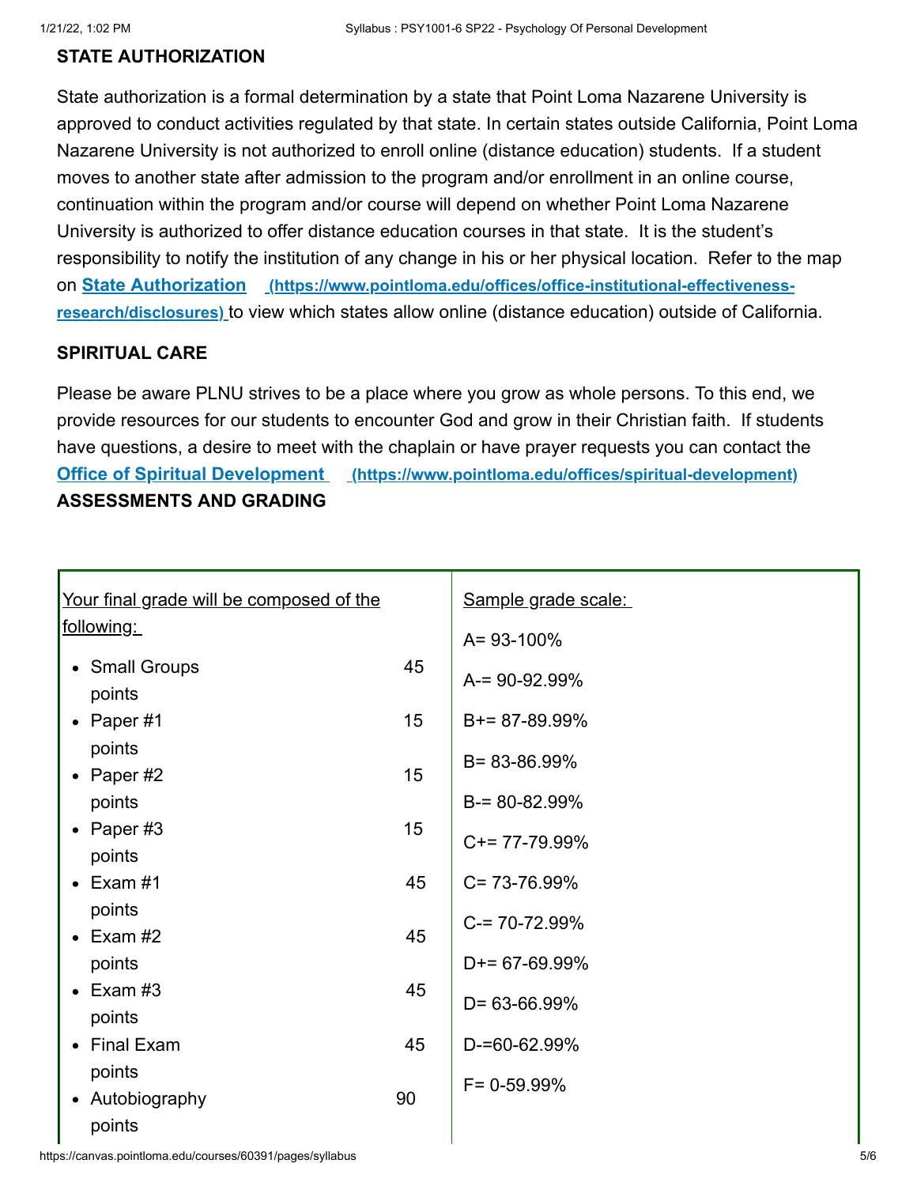**STATE AUTHORIZATION**

State authorization is a formal determination by a state that Point Loma Nazarene University is approved to conduct activities regulated by that state. In certain states outside California, Point Loma Nazarene University is not authorized to enroll online (distance education) students. If a student moves to another state after admission to the program and/or enrollment in an online course, continuation within the program and/or course will depend on whether Point Loma Nazarene University is authorized to offer distance education courses in that state. It is the student's responsibility to notify the institution of any change in his or her physical location. Refer to the map on [State Authorization](https://www.pointloma.edu/offices/office-institutional-effectiveness-research/disclosures) (https://www.pointloma.edu/offices/office-institutional-effectiveness-research/disclosures) to view which states allow online (distance education) outside of California.

**SPIRITUAL CARE**

Please be aware PLNU strives to be a place where you grow as whole persons. To this end, we provide resources for our students to encounter God and grow in their Christian faith. If students have questions, a desire to meet with the chaplain or have prayer requests you can contact the [Office of Spiritual Development](https://www.pointloma.edu/offices/spiritual-development) (https://www.pointloma.edu/offices/spiritual-development)

**ASSESSMENTS AND GRADING**

| Your final grade will be composed of the following: | Sample grade scale: |
|---|---|
| • Small Groups 45 points<br>• Paper #1 15 points<br>• Paper #2 15 points<br>• Paper #3 15 points<br>• Exam #1 45 points<br>• Exam #2 45 points<br>• Exam #3 45 points<br>• Final Exam 45 points<br>• Autobiography 90 points | A= 93-100%<br>A-= 90-92.99%<br>B+= 87-89.99%<br>B= 83-86.99%<br>B-= 80-82.99%<br>C+= 77-79.99%<br>C= 73-76.99%<br>C-= 70-72.99%<br>D+= 67-69.99%<br>D= 63-66.99%<br>D-=60-62.99%<br>F= 0-59.99% |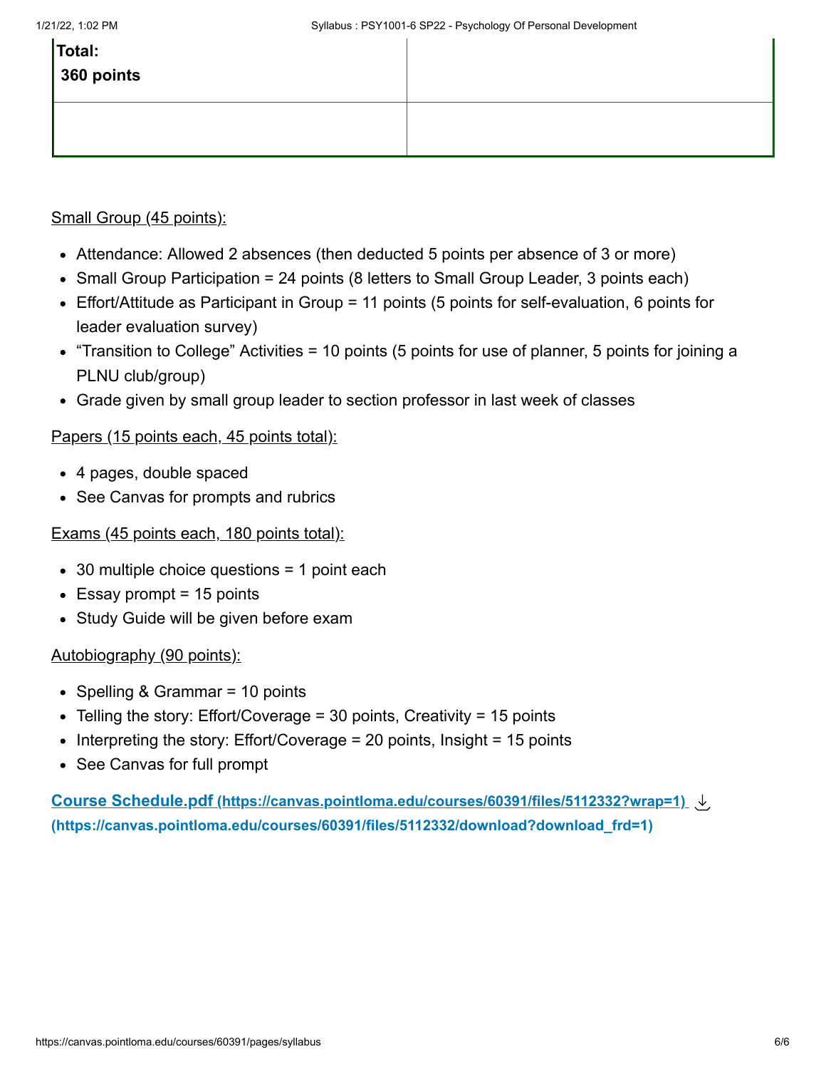| | |
|---|---|
| **Total:** **360 points** | |
| | |

Small Group (45 points):

- Attendance: Allowed 2 absences (then deducted 5 points per absence of 3 or more)
- Small Group Participation = 24 points (8 letters to Small Group Leader, 3 points each)
- Effort/Attitude as Participant in Group = 11 points (5 points for self-evaluation, 6 points for leader evaluation survey)
- "Transition to College" Activities = 10 points (5 points for use of planner, 5 points for joining a PLNU club/group)
- Grade given by small group leader to section professor in last week of classes

Papers (15 points each, 45 points total):

- 4 pages, double spaced
- See Canvas for prompts and rubrics

Exams (45 points each, 180 points total):

- 30 multiple choice questions = 1 point each
- Essay prompt = 15 points
- Study Guide will be given before exam

Autobiography (90 points):

- Spelling & Grammar = 10 points
- Telling the story: Effort/Coverage = 30 points, Creativity = 15 points
- Interpreting the story: Effort/Coverage = 20 points, Insight = 15 points
- See Canvas for full prompt

**Course Schedule.pdf (https://canvas.pointloma.edu/courses/60391/files/5112332?wrap=1) (https://canvas.pointloma.edu/courses/60391/files/5112332/download?download_frd=1)**